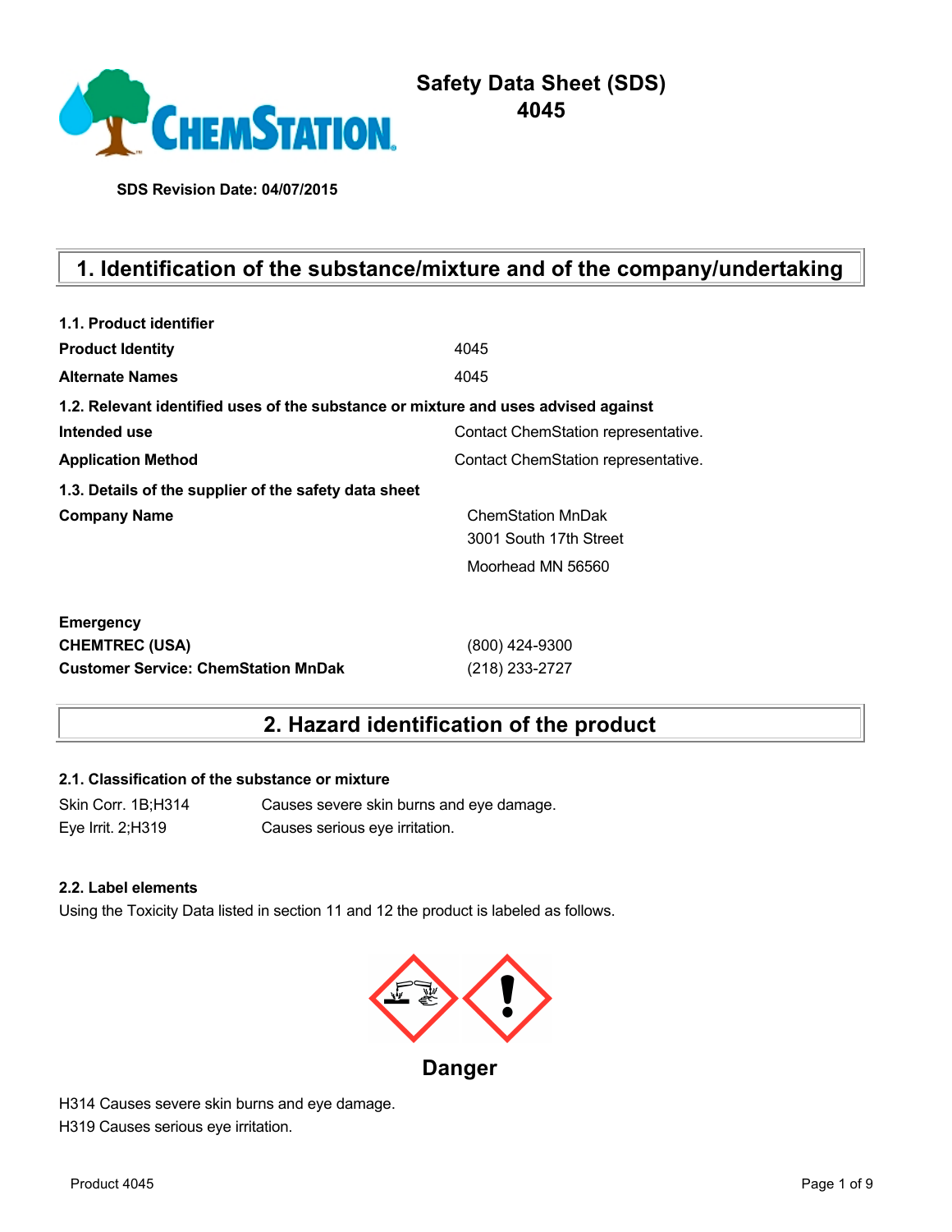# Safety Data Sheet (SDS)
# 4045

**SDS Revision Date: 04/07/2015**

## 1. Identification of the substance/mixture and of the company/undertaking

**1.1. Product identifier**

| | |
|---|---|
| **Product Identity** | 4045 |
| **Alternate Names** | 4045 |

**1.2. Relevant identified uses of the substance or mixture and uses advised against**

| | |
|---|---|
| **Intended use** | Contact ChemStation representative. |
| **Application Method** | Contact ChemStation representative. |

**1.3. Details of the supplier of the safety data sheet**

| | |
|---|---|
| **Company Name** | ChemStation MnDak<br>3001 South 17th Street<br>Moorhead MN 56560 |

| | |
|---|---|
| **Emergency** | |
| **CHEMTREC (USA)** | (800) 424-9300 |
| **Customer Service: ChemStation MnDak** | (218) 233-2727 |

## 2. Hazard identification of the product

**2.1. Classification of the substance or mixture**

| | |
|---|---|
| Skin Corr. 1B;H314 | Causes severe skin burns and eye damage. |
| Eye Irrit. 2;H319 | Causes serious eye irritation. |

**2.2. Label elements**

Using the Toxicity Data listed in section 11 and 12 the product is labeled as follows.

**Danger**

H314 Causes severe skin burns and eye damage.
H319 Causes serious eye irritation.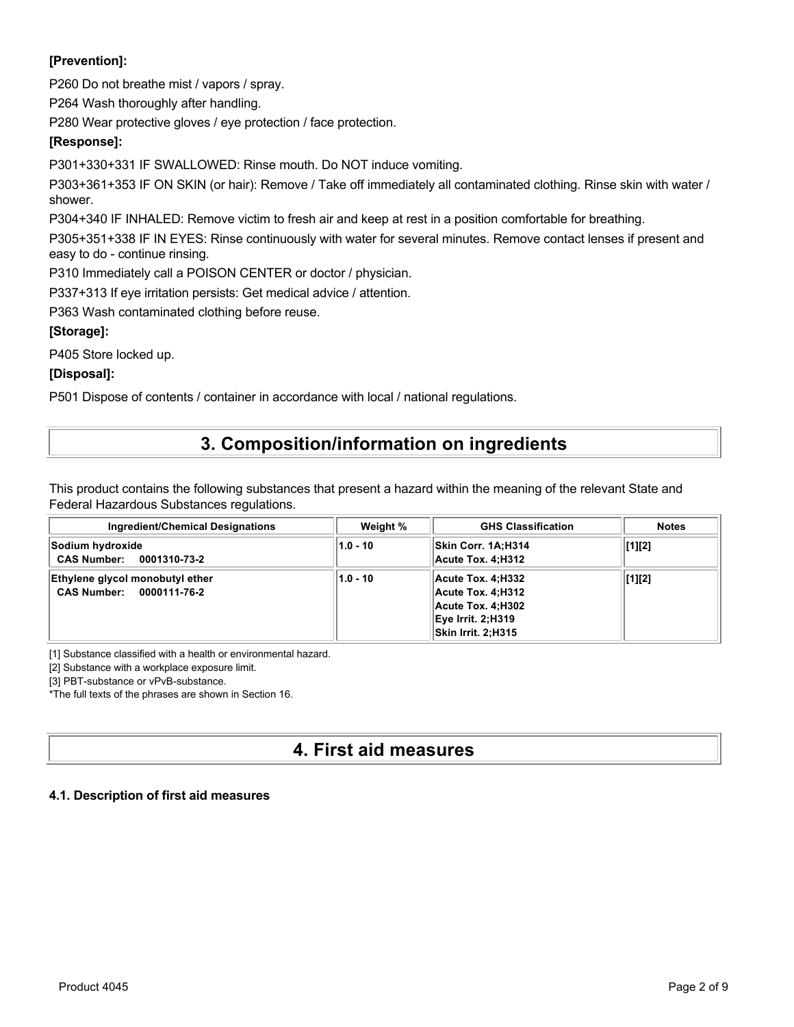**[Prevention]:**

P260 Do not breathe mist / vapors / spray.

P264 Wash thoroughly after handling.

P280 Wear protective gloves / eye protection / face protection.

**[Response]:**

P301+330+331 IF SWALLOWED: Rinse mouth. Do NOT induce vomiting.

P303+361+353 IF ON SKIN (or hair): Remove / Take off immediately all contaminated clothing. Rinse skin with water / shower.

P304+340 IF INHALED: Remove victim to fresh air and keep at rest in a position comfortable for breathing.

P305+351+338 IF IN EYES: Rinse continuously with water for several minutes. Remove contact lenses if present and easy to do - continue rinsing.

P310 Immediately call a POISON CENTER or doctor / physician.

P337+313 If eye irritation persists: Get medical advice / attention.

P363 Wash contaminated clothing before reuse.

**[Storage]:**

P405 Store locked up.

**[Disposal]:**

P501 Dispose of contents / container in accordance with local / national regulations.

## 3. Composition/information on ingredients

This product contains the following substances that present a hazard within the meaning of the relevant State and Federal Hazardous Substances regulations.

| Ingredient/Chemical Designations | Weight % | GHS Classification | Notes |
|---|---|---|---|
| **Sodium hydroxide**<br>**CAS Number: 0001310-73-2** | 1.0 - 10 | Skin Corr. 1A;H314<br>Acute Tox. 4;H312 | [1][2] |
| **Ethylene glycol monobutyl ether**<br>**CAS Number: 0000111-76-2** | 1.0 - 10 | Acute Tox. 4;H332<br>Acute Tox. 4;H312<br>Acute Tox. 4;H302<br>Eye Irrit. 2;H319<br>Skin Irrit. 2;H315 | [1][2] |

[1] Substance classified with a health or environmental hazard.

[2] Substance with a workplace exposure limit.

[3] PBT-substance or vPvB-substance.

*The full texts of the phrases are shown in Section 16.

## 4. First aid measures

### 4.1. Description of first aid measures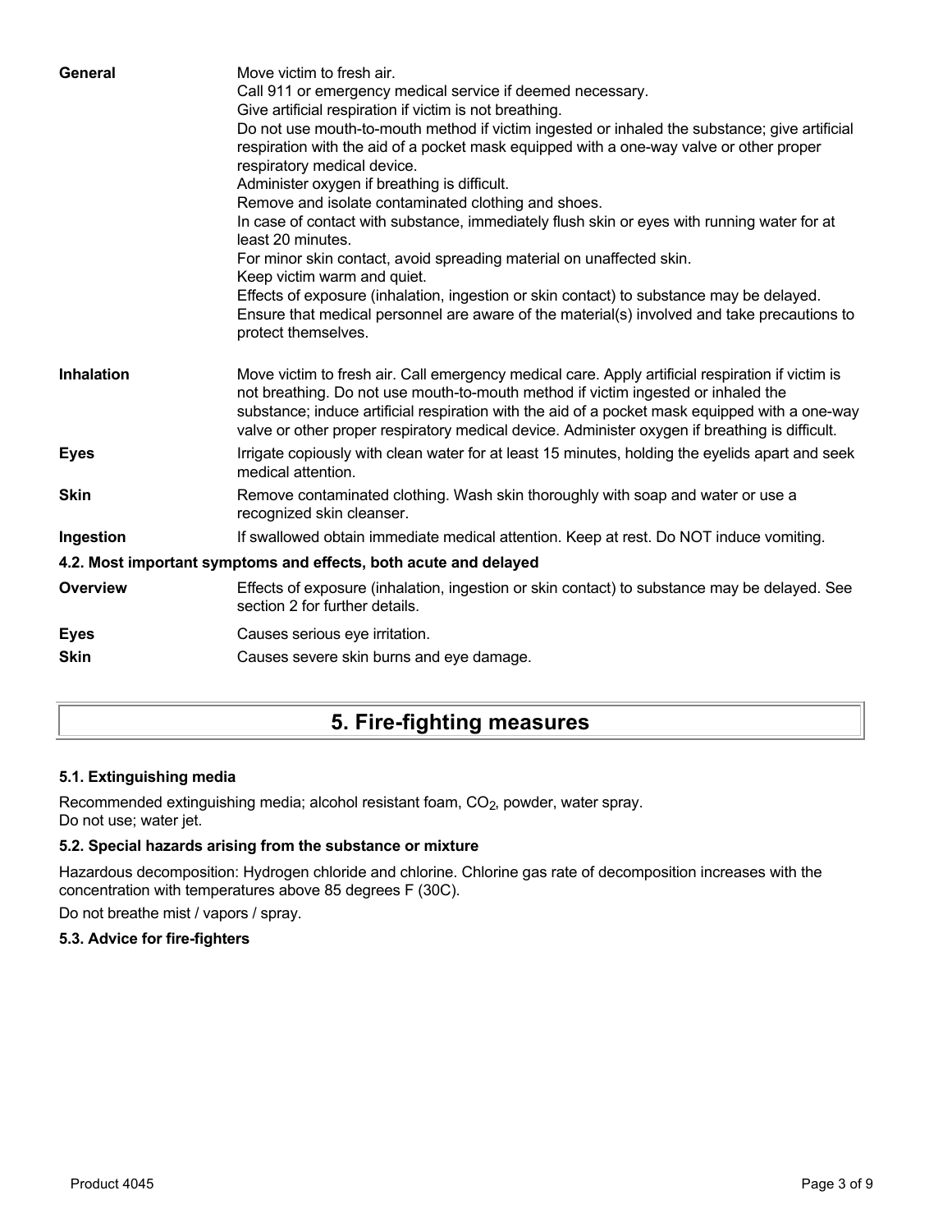| | |
|---|---|
| **General** | Move victim to fresh air.<br>Call 911 or emergency medical service if deemed necessary.<br>Give artificial respiration if victim is not breathing.<br>Do not use mouth-to-mouth method if victim ingested or inhaled the substance; give artificial respiration with the aid of a pocket mask equipped with a one-way valve or other proper respiratory medical device.<br>Administer oxygen if breathing is difficult.<br>Remove and isolate contaminated clothing and shoes.<br>In case of contact with substance, immediately flush skin or eyes with running water for at least 20 minutes.<br>For minor skin contact, avoid spreading material on unaffected skin.<br>Keep victim warm and quiet.<br>Effects of exposure (inhalation, ingestion or skin contact) to substance may be delayed.<br>Ensure that medical personnel are aware of the material(s) involved and take precautions to protect themselves. |
| **Inhalation** | Move victim to fresh air. Call emergency medical care. Apply artificial respiration if victim is not breathing. Do not use mouth-to-mouth method if victim ingested or inhaled the substance; induce artificial respiration with the aid of a pocket mask equipped with a one-way valve or other proper respiratory medical device. Administer oxygen if breathing is difficult. |
| **Eyes** | Irrigate copiously with clean water for at least 15 minutes, holding the eyelids apart and seek medical attention. |
| **Skin** | Remove contaminated clothing. Wash skin thoroughly with soap and water or use a recognized skin cleanser. |
| **Ingestion** | If swallowed obtain immediate medical attention. Keep at rest. Do NOT induce vomiting. |

### 4.2. Most important symptoms and effects, both acute and delayed

| | |
|---|---|
| **Overview** | Effects of exposure (inhalation, ingestion or skin contact) to substance may be delayed. See section 2 for further details. |
| **Eyes** | Causes serious eye irritation. |
| **Skin** | Causes severe skin burns and eye damage. |

## 5. Fire-fighting measures

### 5.1. Extinguishing media

Recommended extinguishing media; alcohol resistant foam, $CO_2$, powder, water spray.
Do not use; water jet.

### 5.2. Special hazards arising from the substance or mixture

Hazardous decomposition: Hydrogen chloride and chlorine. Chlorine gas rate of decomposition increases with the concentration with temperatures above 85 degrees F (30C).

Do not breathe mist / vapors / spray.

### 5.3. Advice for fire-fighters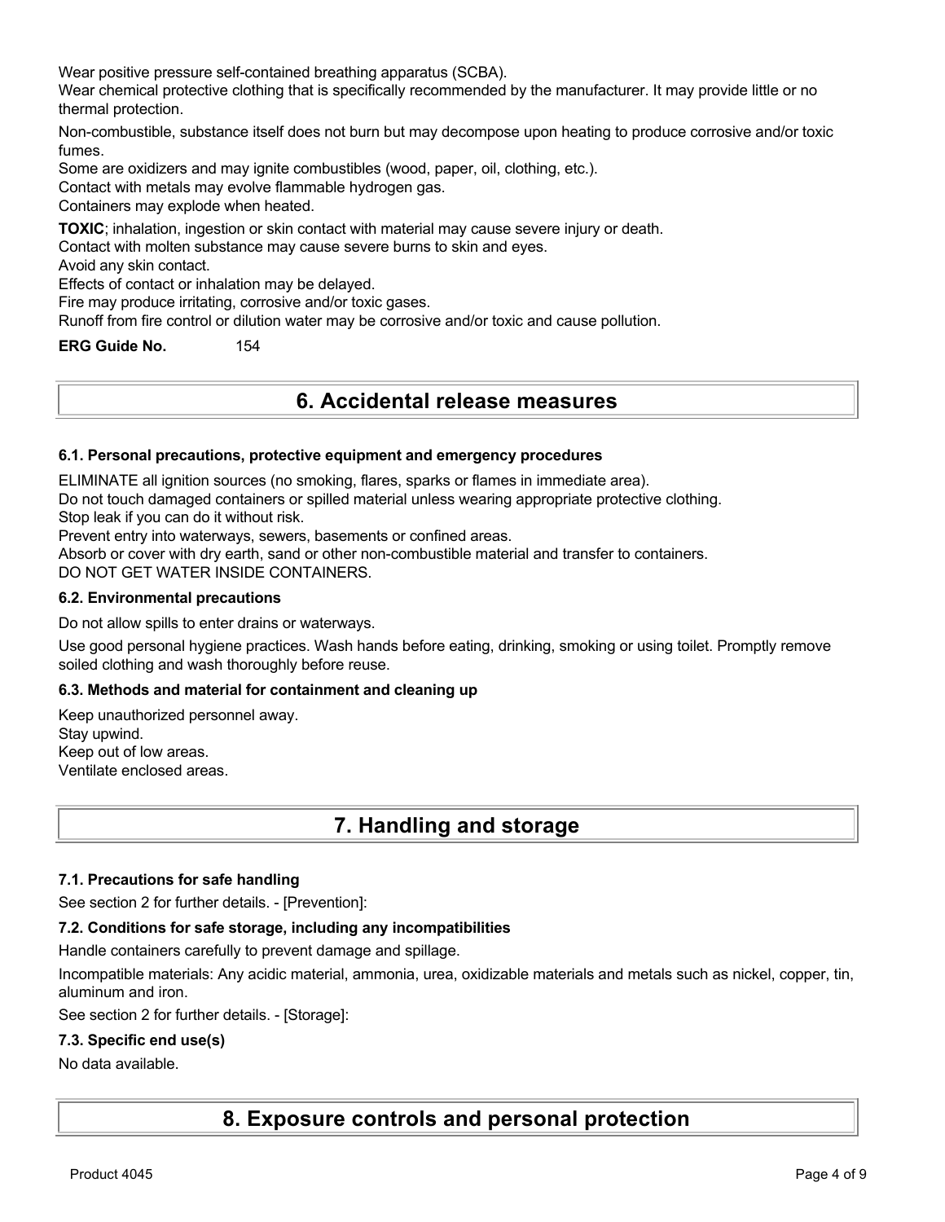Wear positive pressure self-contained breathing apparatus (SCBA).
Wear chemical protective clothing that is specifically recommended by the manufacturer. It may provide little or no thermal protection.

Non-combustible, substance itself does not burn but may decompose upon heating to produce corrosive and/or toxic fumes.
Some are oxidizers and may ignite combustibles (wood, paper, oil, clothing, etc.).
Contact with metals may evolve flammable hydrogen gas.
Containers may explode when heated.

**TOXIC**; inhalation, ingestion or skin contact with material may cause severe injury or death.
Contact with molten substance may cause severe burns to skin and eyes.
Avoid any skin contact.
Effects of contact or inhalation may be delayed.
Fire may produce irritating, corrosive and/or toxic gases.
Runoff from fire control or dilution water may be corrosive and/or toxic and cause pollution.

**ERG Guide No.** 154

# 6. Accidental release measures

### 6.1. Personal precautions, protective equipment and emergency procedures

ELIMINATE all ignition sources (no smoking, flares, sparks or flames in immediate area).
Do not touch damaged containers or spilled material unless wearing appropriate protective clothing.
Stop leak if you can do it without risk.
Prevent entry into waterways, sewers, basements or confined areas.
Absorb or cover with dry earth, sand or other non-combustible material and transfer to containers.
DO NOT GET WATER INSIDE CONTAINERS.

### 6.2. Environmental precautions

Do not allow spills to enter drains or waterways.

Use good personal hygiene practices. Wash hands before eating, drinking, smoking or using toilet. Promptly remove soiled clothing and wash thoroughly before reuse.

### 6.3. Methods and material for containment and cleaning up

Keep unauthorized personnel away.
Stay upwind.
Keep out of low areas.
Ventilate enclosed areas.

# 7. Handling and storage

### 7.1. Precautions for safe handling

See section 2 for further details. - [Prevention]:

### 7.2. Conditions for safe storage, including any incompatibilities

Handle containers carefully to prevent damage and spillage.

Incompatible materials: Any acidic material, ammonia, urea, oxidizable materials and metals such as nickel, copper, tin, aluminum and iron.

See section 2 for further details. - [Storage]:

### 7.3. Specific end use(s)

No data available.

# 8. Exposure controls and personal protection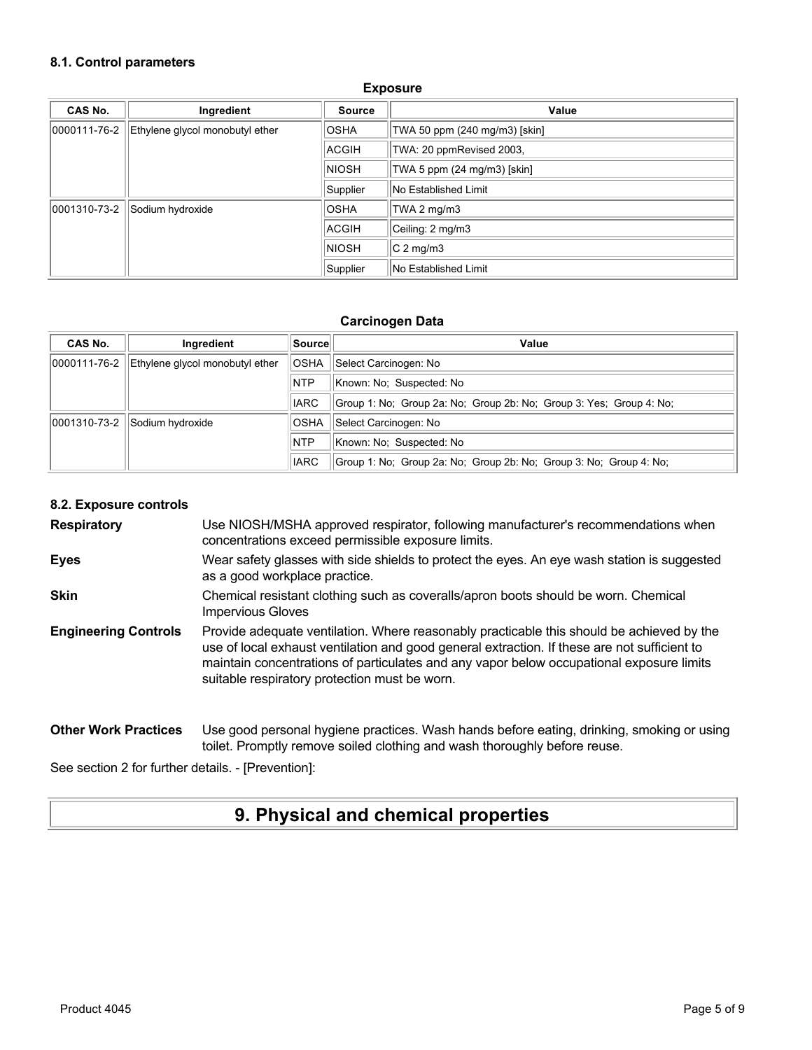### 8.1. Control parameters

**Exposure**

| CAS No. | Ingredient | Source | Value |
|---|---|---|---|
| 0000111-76-2 | Ethylene glycol monobutyl ether | OSHA | TWA 50 ppm (240 mg/m3) [skin] |
| | | ACGIH | TWA: 20 ppmRevised 2003, |
| | | NIOSH | TWA 5 ppm (24 mg/m3) [skin] |
| | | Supplier | No Established Limit |
| 0001310-73-2 | Sodium hydroxide | OSHA | TWA 2 mg/m3 |
| | | ACGIH | Ceiling: 2 mg/m3 |
| | | NIOSH | C 2 mg/m3 |
| | | Supplier | No Established Limit |

**Carcinogen Data**

| CAS No. | Ingredient | Source | Value |
|---|---|---|---|
| 0000111-76-2 | Ethylene glycol monobutyl ether | OSHA | Select Carcinogen: No |
| | | NTP | Known: No; Suspected: No |
| | | IARC | Group 1: No; Group 2a: No; Group 2b: No; Group 3: Yes; Group 4: No; |
| 0001310-73-2 | Sodium hydroxide | OSHA | Select Carcinogen: No |
| | | NTP | Known: No; Suspected: No |
| | | IARC | Group 1: No; Group 2a: No; Group 2b: No; Group 3: No; Group 4: No; |

### 8.2. Exposure controls

**Respiratory** Use NIOSH/MSHA approved respirator, following manufacturer's recommendations when concentrations exceed permissible exposure limits.

**Eyes** Wear safety glasses with side shields to protect the eyes. An eye wash station is suggested as a good workplace practice.

**Skin** Chemical resistant clothing such as coveralls/apron boots should be worn. Chemical Impervious Gloves

**Engineering Controls** Provide adequate ventilation. Where reasonably practicable this should be achieved by the use of local exhaust ventilation and good general extraction. If these are not sufficient to maintain concentrations of particulates and any vapor below occupational exposure limits suitable respiratory protection must be worn.

**Other Work Practices** Use good personal hygiene practices. Wash hands before eating, drinking, smoking or using toilet. Promptly remove soiled clothing and wash thoroughly before reuse.

See section 2 for further details. - [Prevention]:

## 9. Physical and chemical properties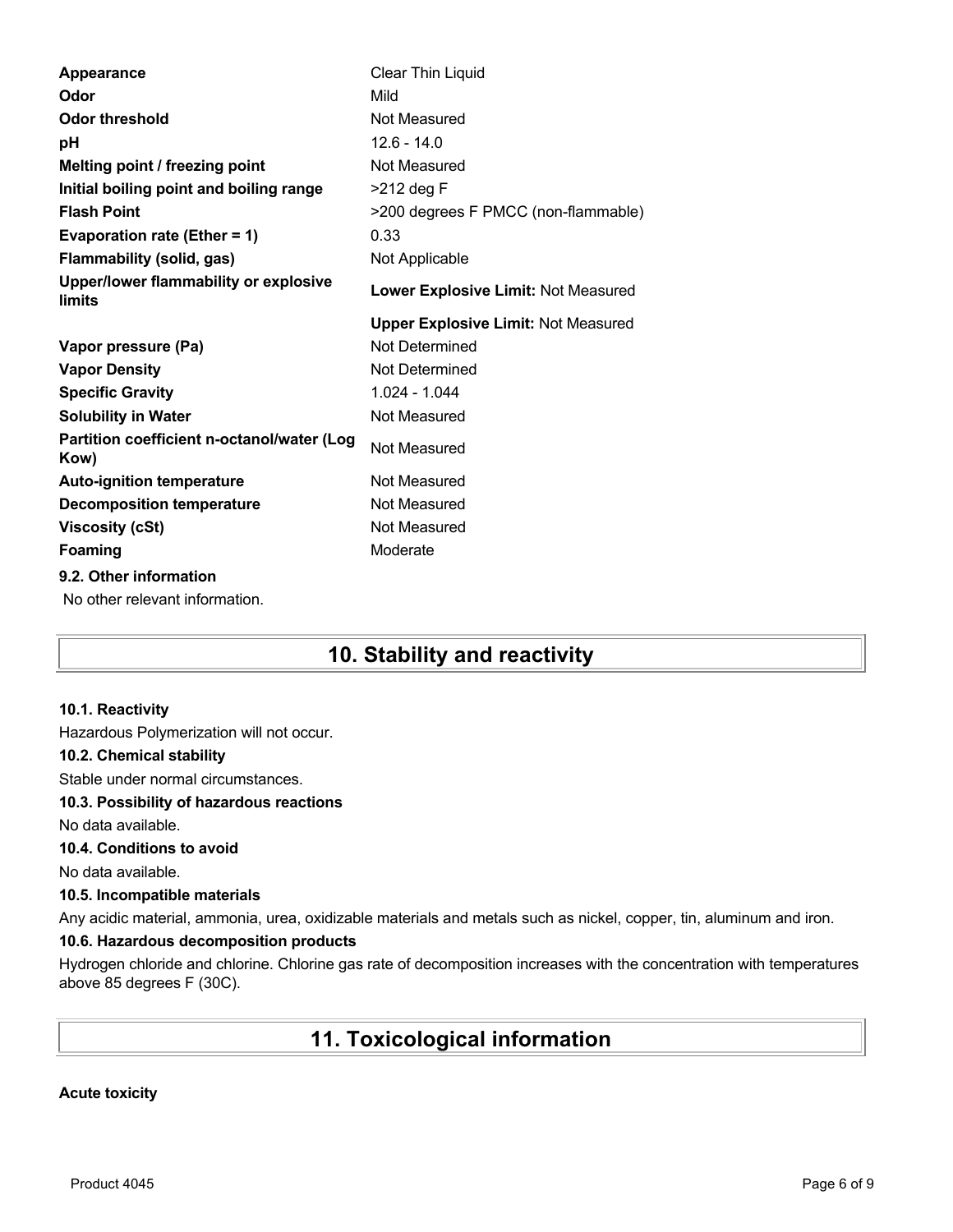| | |
|---|---|
| **Appearance** | Clear Thin Liquid |
| **Odor** | Mild |
| **Odor threshold** | Not Measured |
| **pH** | 12.6 - 14.0 |
| **Melting point / freezing point** | Not Measured |
| **Initial boiling point and boiling range** | >212 deg F |
| **Flash Point** | >200 degrees F PMCC (non-flammable) |
| **Evaporation rate (Ether = 1)** | 0.33 |
| **Flammability (solid, gas)** | Not Applicable |
| **Upper/lower flammability or explosive limits** | **Lower Explosive Limit:** Not Measured |
| | **Upper Explosive Limit:** Not Measured |
| **Vapor pressure (Pa)** | Not Determined |
| **Vapor Density** | Not Determined |
| **Specific Gravity** | 1.024 - 1.044 |
| **Solubility in Water** | Not Measured |
| **Partition coefficient n-octanol/water (Log Kow)** | Not Measured |
| **Auto-ignition temperature** | Not Measured |
| **Decomposition temperature** | Not Measured |
| **Viscosity (cSt)** | Not Measured |
| **Foaming** | Moderate |

### 9.2. Other information

No other relevant information.

## 10. Stability and reactivity

### 10.1. Reactivity

Hazardous Polymerization will not occur.

### 10.2. Chemical stability

Stable under normal circumstances.

### 10.3. Possibility of hazardous reactions

No data available.

### 10.4. Conditions to avoid

No data available.

### 10.5. Incompatible materials

Any acidic material, ammonia, urea, oxidizable materials and metals such as nickel, copper, tin, aluminum and iron.

### 10.6. Hazardous decomposition products

Hydrogen chloride and chlorine. Chlorine gas rate of decomposition increases with the concentration with temperatures above 85 degrees F (30C).

## 11. Toxicological information

**Acute toxicity**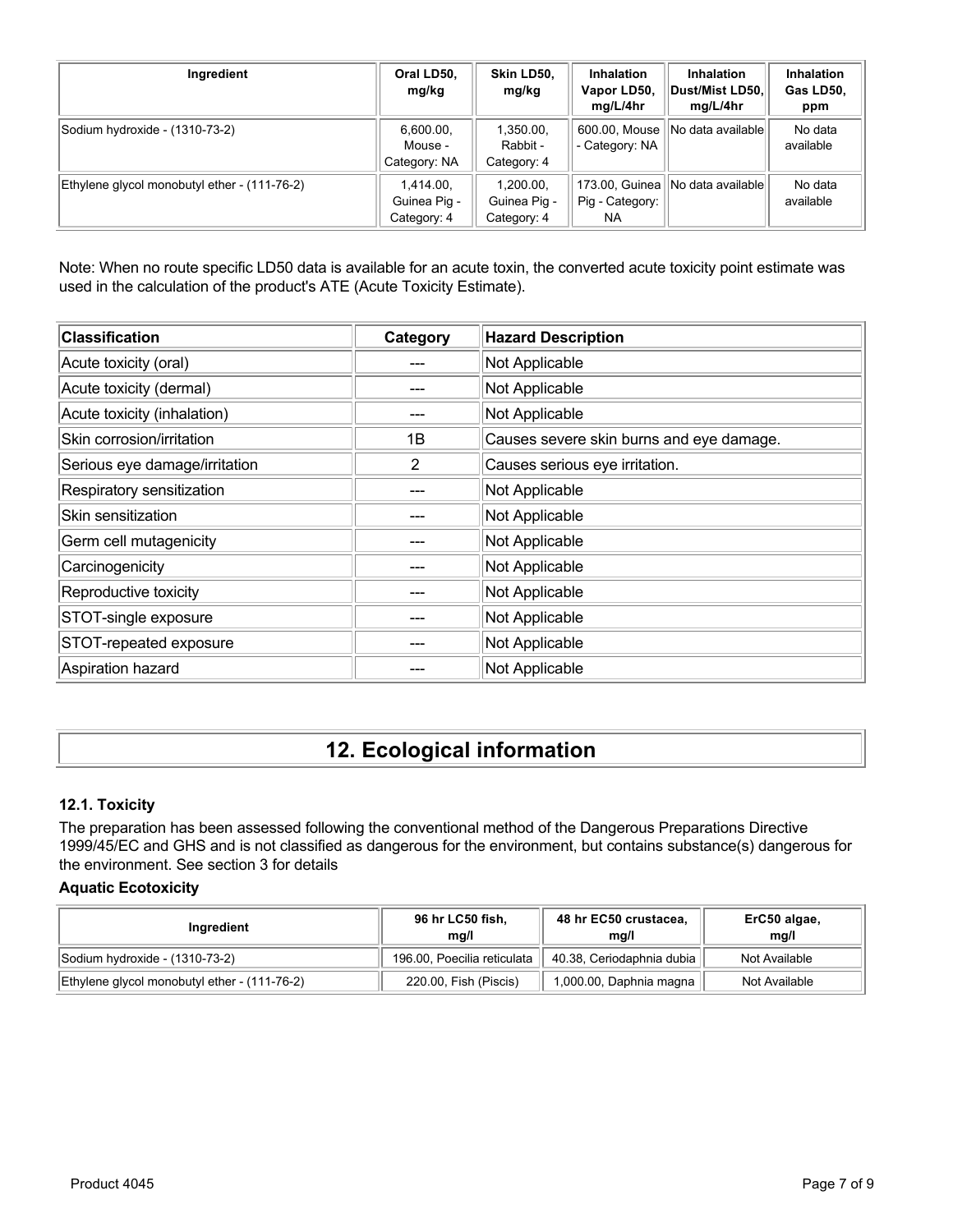| Ingredient | Oral LD50, mg/kg | Skin LD50, mg/kg | Inhalation Vapor LD50, mg/L/4hr | Inhalation Dust/Mist LD50, mg/L/4hr | Inhalation Gas LD50, ppm |
|---|---|---|---|---|---|
| Sodium hydroxide - (1310-73-2) | 6,600.00, Mouse - Category: NA | 1,350.00, Rabbit - Category: 4 | 600.00, Mouse - Category: NA | No data available | No data available |
| Ethylene glycol monobutyl ether - (111-76-2) | 1,414.00, Guinea Pig - Category: 4 | 1,200.00, Guinea Pig - Category: 4 | 173.00, Guinea Pig - Category: NA | No data available | No data available |

Note: When no route specific LD50 data is available for an acute toxin, the converted acute toxicity point estimate was used in the calculation of the product's ATE (Acute Toxicity Estimate).

| Classification | Category | Hazard Description |
|---|---|---|
| Acute toxicity (oral) | --- | Not Applicable |
| Acute toxicity (dermal) | --- | Not Applicable |
| Acute toxicity (inhalation) | --- | Not Applicable |
| Skin corrosion/irritation | 1B | Causes severe skin burns and eye damage. |
| Serious eye damage/irritation | 2 | Causes serious eye irritation. |
| Respiratory sensitization | --- | Not Applicable |
| Skin sensitization | --- | Not Applicable |
| Germ cell mutagenicity | --- | Not Applicable |
| Carcinogenicity | --- | Not Applicable |
| Reproductive toxicity | --- | Not Applicable |
| STOT-single exposure | --- | Not Applicable |
| STOT-repeated exposure | --- | Not Applicable |
| Aspiration hazard | --- | Not Applicable |

# 12. Ecological information

### 12.1. Toxicity

The preparation has been assessed following the conventional method of the Dangerous Preparations Directive 1999/45/EC and GHS and is not classified as dangerous for the environment, but contains substance(s) dangerous for the environment. See section 3 for details

**Aquatic Ecotoxicity**

| Ingredient | 96 hr LC50 fish, mg/l | 48 hr EC50 crustacea, mg/l | ErC50 algae, mg/l |
|---|---|---|---|
| Sodium hydroxide - (1310-73-2) | 196.00, Poecilia reticulata | 40.38, Ceriodaphnia dubia | Not Available |
| Ethylene glycol monobutyl ether - (111-76-2) | 220.00, Fish (Piscis) | 1,000.00, Daphnia magna | Not Available |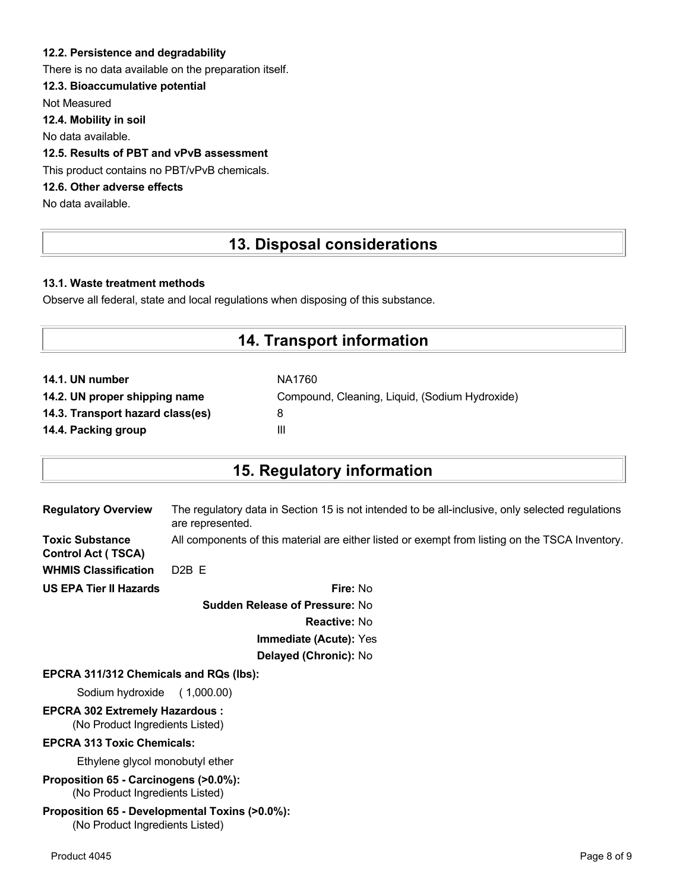### 12.2. Persistence and degradability

There is no data available on the preparation itself.

### 12.3. Bioaccumulative potential

Not Measured

### 12.4. Mobility in soil

No data available.

### 12.5. Results of PBT and vPvB assessment

This product contains no PBT/vPvB chemicals.

### 12.6. Other adverse effects

No data available.

## 13. Disposal considerations

### 13.1. Waste treatment methods

Observe all federal, state and local regulations when disposing of this substance.

## 14. Transport information

| | |
|---|---|
| **14.1. UN number** | NA1760 |
| **14.2. UN proper shipping name** | Compound, Cleaning, Liquid, (Sodium Hydroxide) |
| **14.3. Transport hazard class(es)** | 8 |
| **14.4. Packing group** | III |

## 15. Regulatory information

| | |
|---|---|
| **Regulatory Overview** | The regulatory data in Section 15 is not intended to be all-inclusive, only selected regulations are represented. |
| **Toxic Substance Control Act ( TSCA)** | All components of this material are either listed or exempt from listing on the TSCA Inventory. |
| **WHMIS Classification** | D2B E |

**US EPA Tier II Hazards**

- **Fire:** No
- **Sudden Release of Pressure:** No
- **Reactive:** No
- **Immediate (Acute):** Yes
- **Delayed (Chronic):** No

**EPCRA 311/312 Chemicals and RQs (lbs):**

Sodium hydroxide ( 1,000.00)

**EPCRA 302 Extremely Hazardous :**

(No Product Ingredients Listed)

**EPCRA 313 Toxic Chemicals:**

Ethylene glycol monobutyl ether

**Proposition 65 - Carcinogens (>0.0%):**

(No Product Ingredients Listed)

**Proposition 65 - Developmental Toxins (>0.0%):**

(No Product Ingredients Listed)

Product 4045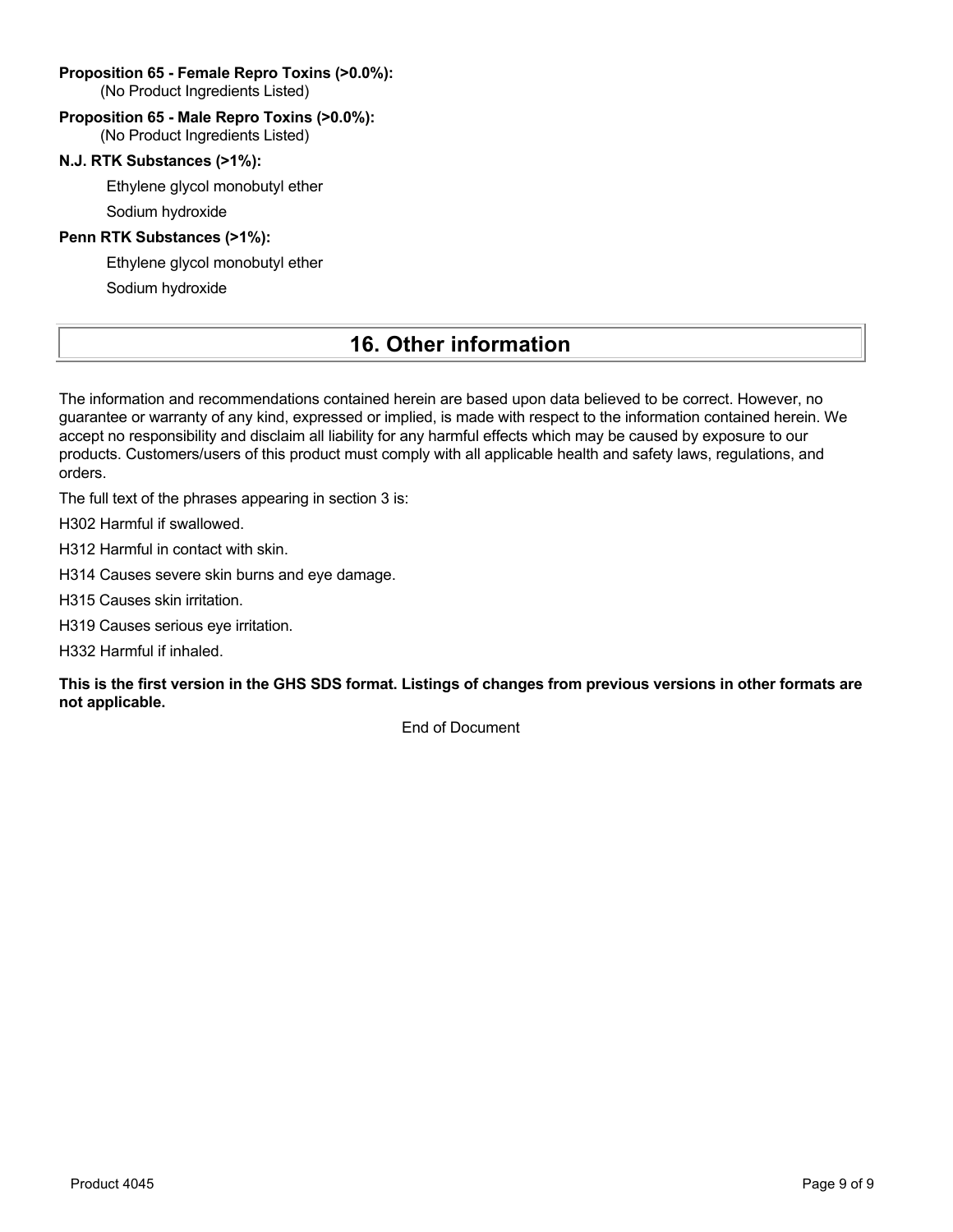**Proposition 65 - Female Repro Toxins (>0.0%):**
(No Product Ingredients Listed)

**Proposition 65 - Male Repro Toxins (>0.0%):**
(No Product Ingredients Listed)

**N.J. RTK Substances (>1%):**

Ethylene glycol monobutyl ether

Sodium hydroxide

**Penn RTK Substances (>1%):**

Ethylene glycol monobutyl ether

Sodium hydroxide

## 16. Other information

The information and recommendations contained herein are based upon data believed to be correct. However, no guarantee or warranty of any kind, expressed or implied, is made with respect to the information contained herein. We accept no responsibility and disclaim all liability for any harmful effects which may be caused by exposure to our products. Customers/users of this product must comply with all applicable health and safety laws, regulations, and orders.

The full text of the phrases appearing in section 3 is:

H302 Harmful if swallowed.

H312 Harmful in contact with skin.

H314 Causes severe skin burns and eye damage.

H315 Causes skin irritation.

H319 Causes serious eye irritation.

H332 Harmful if inhaled.

**This is the first version in the GHS SDS format. Listings of changes from previous versions in other formats are not applicable.**

End of Document